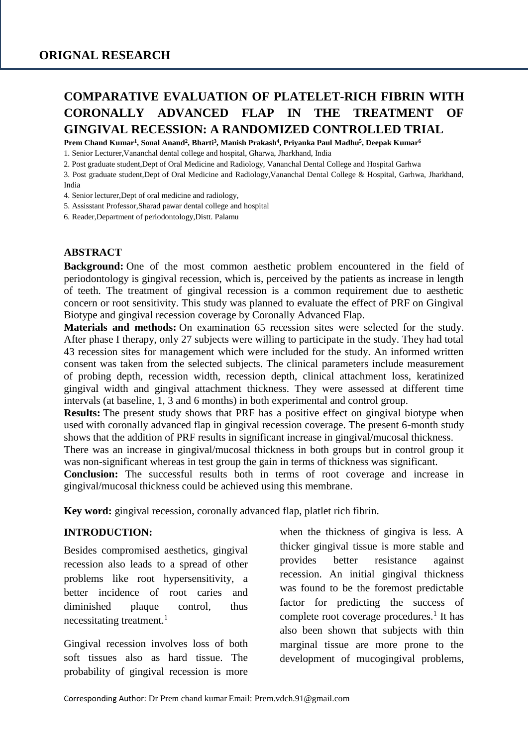**ORIGNAL RESEARCH**

# COMPARATIVE EVALUATION OF PLATELET-RICH FIBRIN WITH CORONALLY ADVANCED FLAP IN THE TREATMENT OF GINGIVAL RECESSION: A RANDOMIZED CONTROLLED TRIAL

**Prem Chand Kumar[1], Sonal Anand[2], Bharti[3], Manish Prakash[4], Priyanka Paul Madhu[5], Deepak Kumar[6]**

1. Senior Lecturer,Vananchal dental college and hospital, Gharwa, Jharkhand, India
2. Post graduate student,Dept of Oral Medicine and Radiology, Vananchal Dental College and Hospital Garhwa
3. Post graduate student,Dept of Oral Medicine and Radiology,Vananchal Dental College & Hospital, Garhwa, Jharkhand, India
4. Senior lecturer,Dept of oral medicine and radiology,
5. Assisstant Professor,Sharad pawar dental college and hospital
6. Reader,Department of periodontology,Distt. Palamu

## ABSTRACT

**Background:** One of the most common aesthetic problem encountered in the field of periodontology is gingival recession, which is, perceived by the patients as increase in length of teeth. The treatment of gingival recession is a common requirement due to aesthetic concern or root sensitivity. This study was planned to evaluate the effect of PRF on Gingival Biotype and gingival recession coverage by Coronally Advanced Flap.

**Materials and methods:** On examination 65 recession sites were selected for the study. After phase I therapy, only 27 subjects were willing to participate in the study. They had total 43 recession sites for management which were included for the study. An informed written consent was taken from the selected subjects. The clinical parameters include measurement of probing depth, recession width, recession depth, clinical attachment loss, keratinized gingival width and gingival attachment thickness. They were assessed at different time intervals (at baseline, 1, 3 and 6 months) in both experimental and control group.

**Results:** The present study shows that PRF has a positive effect on gingival biotype when used with coronally advanced flap in gingival recession coverage. The present 6-month study shows that the addition of PRF results in significant increase in gingival/mucosal thickness.

There was an increase in gingival/mucosal thickness in both groups but in control group it was non-significant whereas in test group the gain in terms of thickness was significant.

**Conclusion:** The successful results both in terms of root coverage and increase in gingival/mucosal thickness could be achieved using this membrane.

**Key word:** gingival recession, coronally advanced flap, platlet rich fibrin.

## INTRODUCTION:

Besides compromised aesthetics, gingival recession also leads to a spread of other problems like root hypersensitivity, a better incidence of root caries and diminished plaque control, thus necessitating treatment.[1]

Gingival recession involves loss of both soft tissues also as hard tissue. The probability of gingival recession is more when the thickness of gingiva is less. A thicker gingival tissue is more stable and provides better resistance against recession. An initial gingival thickness was found to be the foremost predictable factor for predicting the success of complete root coverage procedures.[1] It has also been shown that subjects with thin marginal tissue are more prone to the development of mucogingival problems,

Corresponding Author: Dr Prem chand kumar Email: Prem.vdch.91@gmail.com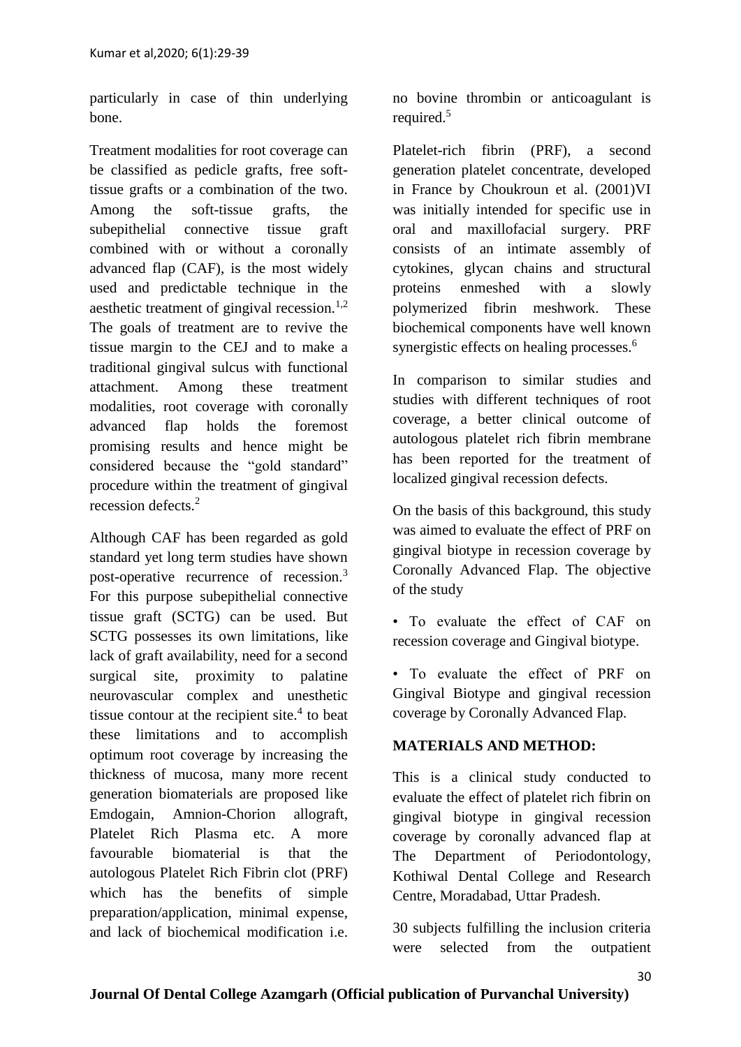particularly in case of thin underlying bone.

Treatment modalities for root coverage can be classified as pedicle grafts, free soft-tissue grafts or a combination of the two. Among the soft-tissue grafts, the subepithelial connective tissue graft combined with or without a coronally advanced flap (CAF), is the most widely used and predictable technique in the aesthetic treatment of gingival recession.[1,2] The goals of treatment are to revive the tissue margin to the CEJ and to make a traditional gingival sulcus with functional attachment. Among these treatment modalities, root coverage with coronally advanced flap holds the foremost promising results and hence might be considered because the "gold standard" procedure within the treatment of gingival recession defects.[2]

Although CAF has been regarded as gold standard yet long term studies have shown post-operative recurrence of recession.[3] For this purpose subepithelial connective tissue graft (SCTG) can be used. But SCTG possesses its own limitations, like lack of graft availability, need for a second surgical site, proximity to palatine neurovascular complex and unesthetic tissue contour at the recipient site.[4] to beat these limitations and to accomplish optimum root coverage by increasing the thickness of mucosa, many more recent generation biomaterials are proposed like Emdogain, Amnion-Chorion allograft, Platelet Rich Plasma etc. A more favourable biomaterial is that the autologous Platelet Rich Fibrin clot (PRF) which has the benefits of simple preparation/application, minimal expense, and lack of biochemical modification i.e. no bovine thrombin or anticoagulant is required.[5]

Platelet-rich fibrin (PRF), a second generation platelet concentrate, developed in France by Choukroun et al. (2001)VI was initially intended for specific use in oral and maxillofacial surgery. PRF consists of an intimate assembly of cytokines, glycan chains and structural proteins enmeshed with a slowly polymerized fibrin meshwork. These biochemical components have well known synergistic effects on healing processes.[6]

In comparison to similar studies and studies with different techniques of root coverage, a better clinical outcome of autologous platelet rich fibrin membrane has been reported for the treatment of localized gingival recession defects.

On the basis of this background, this study was aimed to evaluate the effect of PRF on gingival biotype in recession coverage by Coronally Advanced Flap. The objective of the study

- To evaluate the effect of CAF on recession coverage and Gingival biotype.
- To evaluate the effect of PRF on Gingival Biotype and gingival recession coverage by Coronally Advanced Flap.

## MATERIALS AND METHOD:

This is a clinical study conducted to evaluate the effect of platelet rich fibrin on gingival biotype in gingival recession coverage by coronally advanced flap at The Department of Periodontology, Kothiwal Dental College and Research Centre, Moradabad, Uttar Pradesh.

30 subjects fulfilling the inclusion criteria were selected from the outpatient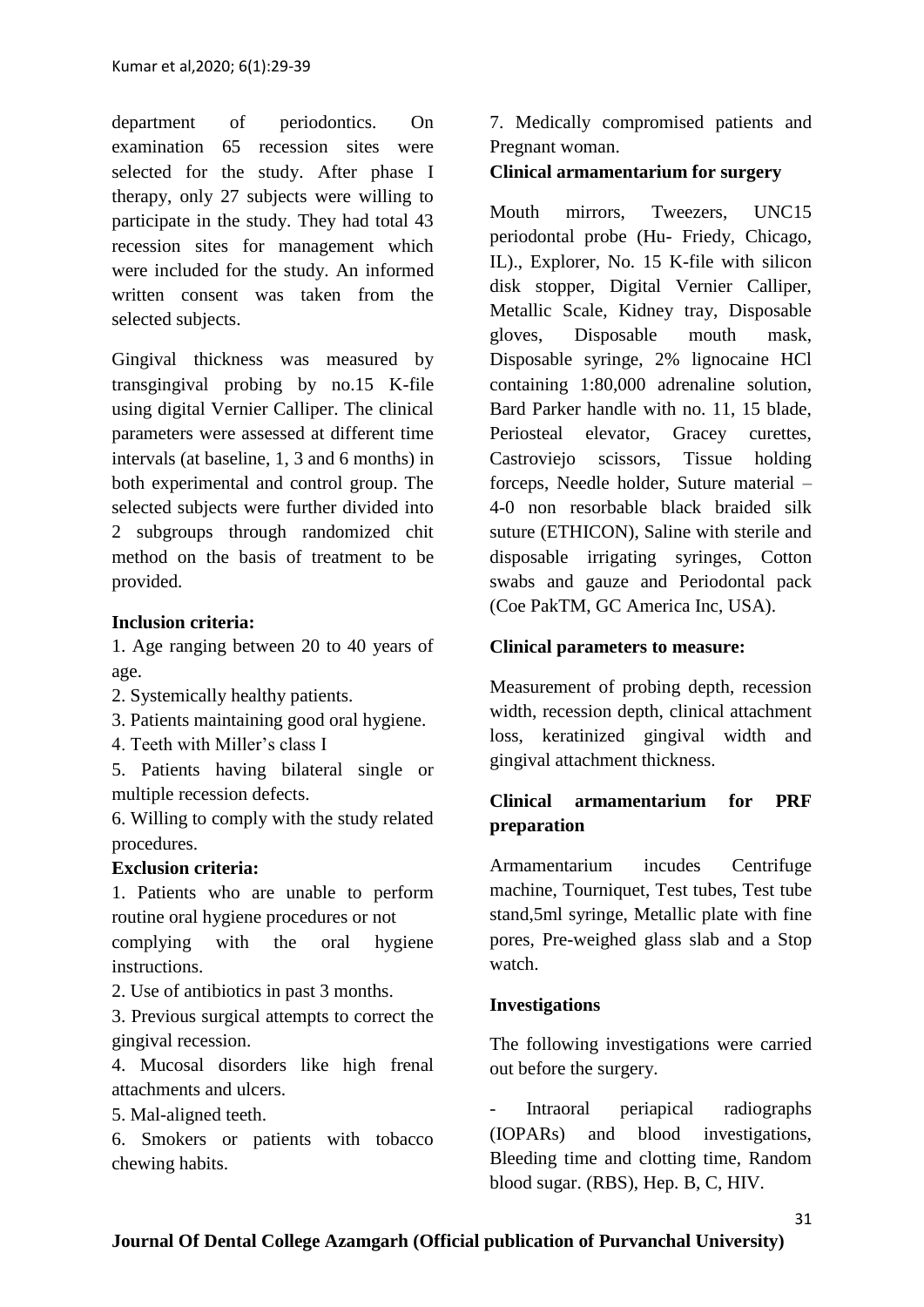department of periodontics. On examination 65 recession sites were selected for the study. After phase I therapy, only 27 subjects were willing to participate in the study. They had total 43 recession sites for management which were included for the study. An informed written consent was taken from the selected subjects.

Gingival thickness was measured by transgingival probing by no.15 K-file using digital Vernier Calliper. The clinical parameters were assessed at different time intervals (at baseline, 1, 3 and 6 months) in both experimental and control group. The selected subjects were further divided into 2 subgroups through randomized chit method on the basis of treatment to be provided.

**Inclusion criteria:**

1. Age ranging between 20 to 40 years of age.
2. Systemically healthy patients.
3. Patients maintaining good oral hygiene.
4. Teeth with Miller's class I
5. Patients having bilateral single or multiple recession defects.
6. Willing to comply with the study related procedures.

**Exclusion criteria:**

1. Patients who are unable to perform routine oral hygiene procedures or not complying with the oral hygiene instructions.
2. Use of antibiotics in past 3 months.
3. Previous surgical attempts to correct the gingival recession.
4. Mucosal disorders like high frenal attachments and ulcers.
5. Mal-aligned teeth.
6. Smokers or patients with tobacco chewing habits.
7. Medically compromised patients and Pregnant woman.

**Clinical armamentarium for surgery**

Mouth mirrors, Tweezers, UNC15 periodontal probe (Hu- Friedy, Chicago, IL)., Explorer, No. 15 K-file with silicon disk stopper, Digital Vernier Calliper, Metallic Scale, Kidney tray, Disposable gloves, Disposable mouth mask, Disposable syringe, 2% lignocaine HCl containing 1:80,000 adrenaline solution, Bard Parker handle with no. 11, 15 blade, Periosteal elevator, Gracey curettes, Castroviejo scissors, Tissue holding forceps, Needle holder, Suture material – 4-0 non resorbable black braided silk suture (ETHICON), Saline with sterile and disposable irrigating syringes, Cotton swabs and gauze and Periodontal pack (Coe PakTM, GC America Inc, USA).

**Clinical parameters to measure:**

Measurement of probing depth, recession width, recession depth, clinical attachment loss, keratinized gingival width and gingival attachment thickness.

**Clinical armamentarium for PRF preparation**

Armamentarium incudes Centrifuge machine, Tourniquet, Test tubes, Test tube stand,5ml syringe, Metallic plate with fine pores, Pre-weighed glass slab and a Stop watch.

**Investigations**

The following investigations were carried out before the surgery.

- Intraoral periapical radiographs (IOPARs) and blood investigations, Bleeding time and clotting time, Random blood sugar. (RBS), Hep. B, C, HIV.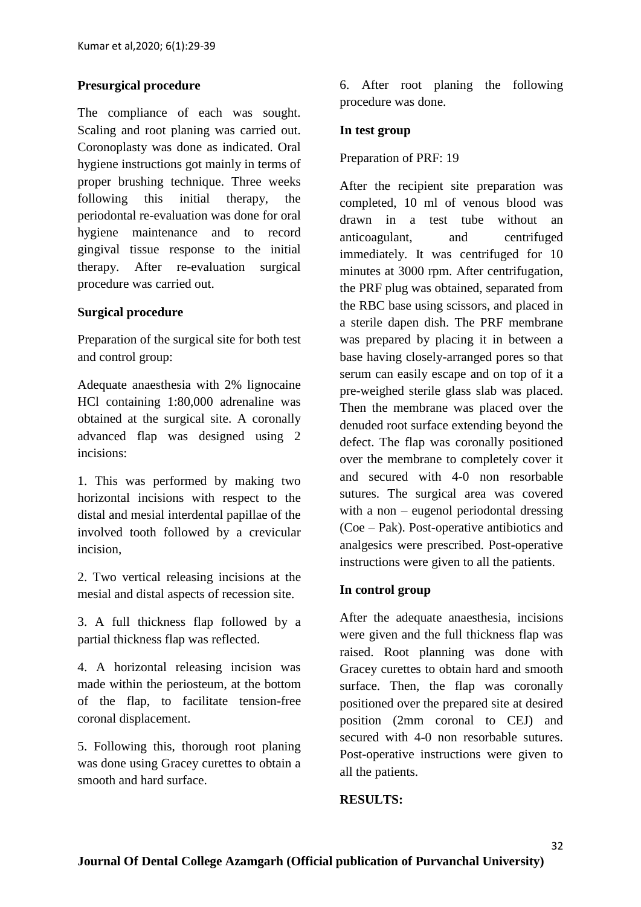**Presurgical procedure**

The compliance of each was sought. Scaling and root planing was carried out. Coronoplasty was done as indicated. Oral hygiene instructions got mainly in terms of proper brushing technique. Three weeks following this initial therapy, the periodontal re-evaluation was done for oral hygiene maintenance and to record gingival tissue response to the initial therapy. After re-evaluation surgical procedure was carried out.

**Surgical procedure**

Preparation of the surgical site for both test and control group:

Adequate anaesthesia with 2% lignocaine HCl containing 1:80,000 adrenaline was obtained at the surgical site. A coronally advanced flap was designed using 2 incisions:

1. This was performed by making two horizontal incisions with respect to the distal and mesial interdental papillae of the involved tooth followed by a crevicular incision,

2. Two vertical releasing incisions at the mesial and distal aspects of recession site.

3. A full thickness flap followed by a partial thickness flap was reflected.

4. A horizontal releasing incision was made within the periosteum, at the bottom of the flap, to facilitate tension-free coronal displacement.

5. Following this, thorough root planing was done using Gracey curettes to obtain a smooth and hard surface.

6. After root planing the following procedure was done.

**In test group**

Preparation of PRF: 19

After the recipient site preparation was completed, 10 ml of venous blood was drawn in a test tube without an anticoagulant, and centrifuged immediately. It was centrifuged for 10 minutes at 3000 rpm. After centrifugation, the PRF plug was obtained, separated from the RBC base using scissors, and placed in a sterile dapen dish. The PRF membrane was prepared by placing it in between a base having closely-arranged pores so that serum can easily escape and on top of it a pre-weighed sterile glass slab was placed. Then the membrane was placed over the denuded root surface extending beyond the defect. The flap was coronally positioned over the membrane to completely cover it and secured with 4-0 non resorbable sutures. The surgical area was covered with a non – eugenol periodontal dressing (Coe – Pak). Post-operative antibiotics and analgesics were prescribed. Post-operative instructions were given to all the patients.

**In control group**

After the adequate anaesthesia, incisions were given and the full thickness flap was raised. Root planning was done with Gracey curettes to obtain hard and smooth surface. Then, the flap was coronally positioned over the prepared site at desired position (2mm coronal to CEJ) and secured with 4-0 non resorbable sutures. Post-operative instructions were given to all the patients.

**RESULTS:**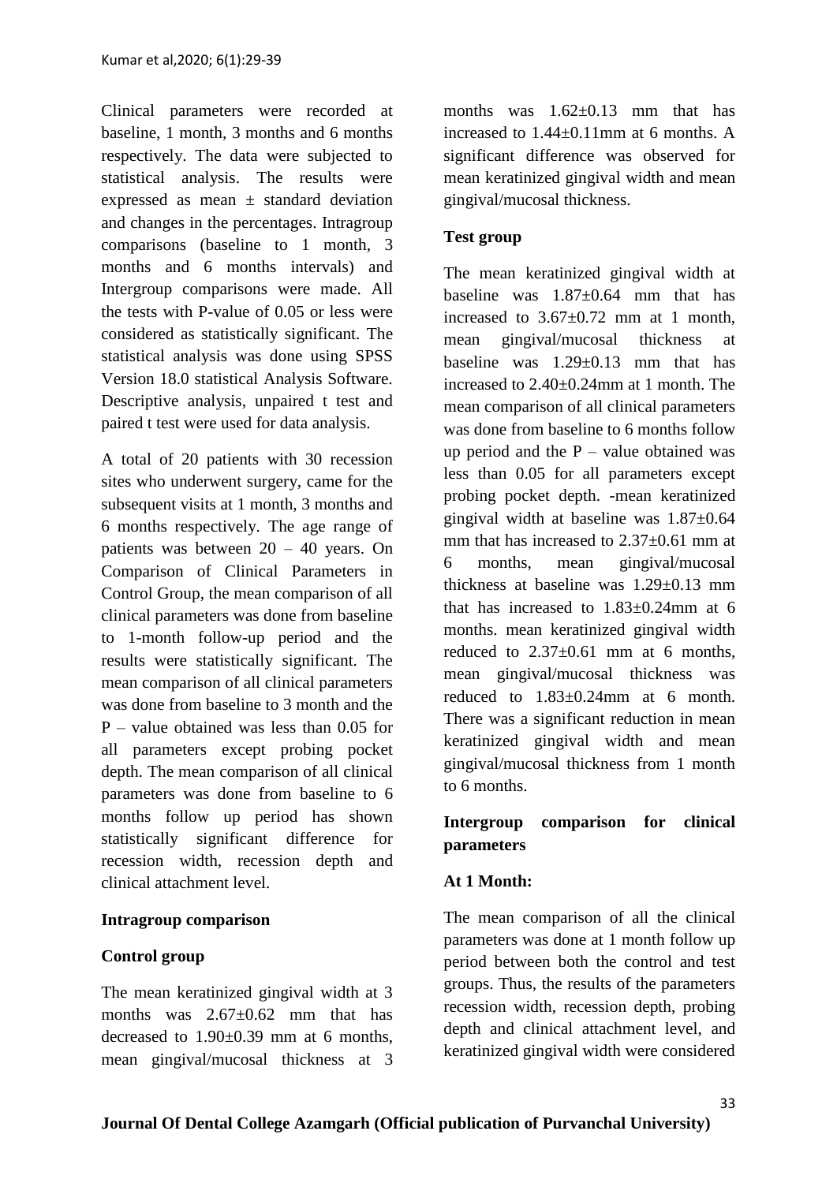Clinical parameters were recorded at baseline, 1 month, 3 months and 6 months respectively. The data were subjected to statistical analysis. The results were expressed as mean ± standard deviation and changes in the percentages. Intragroup comparisons (baseline to 1 month, 3 months and 6 months intervals) and Intergroup comparisons were made. All the tests with P-value of 0.05 or less were considered as statistically significant. The statistical analysis was done using SPSS Version 18.0 statistical Analysis Software. Descriptive analysis, unpaired t test and paired t test were used for data analysis.

A total of 20 patients with 30 recession sites who underwent surgery, came for the subsequent visits at 1 month, 3 months and 6 months respectively. The age range of patients was between 20 – 40 years. On Comparison of Clinical Parameters in Control Group, the mean comparison of all clinical parameters was done from baseline to 1-month follow-up period and the results were statistically significant. The mean comparison of all clinical parameters was done from baseline to 3 month and the P – value obtained was less than 0.05 for all parameters except probing pocket depth. The mean comparison of all clinical parameters was done from baseline to 6 months follow up period has shown statistically significant difference for recession width, recession depth and clinical attachment level.

**Intragroup comparison**

**Control group**

The mean keratinized gingival width at 3 months was 2.67±0.62 mm that has decreased to 1.90±0.39 mm at 6 months, mean gingival/mucosal thickness at 3 months was 1.62±0.13 mm that has increased to 1.44±0.11mm at 6 months. A significant difference was observed for mean keratinized gingival width and mean gingival/mucosal thickness.

**Test group**

The mean keratinized gingival width at baseline was 1.87±0.64 mm that has increased to 3.67±0.72 mm at 1 month, mean gingival/mucosal thickness at baseline was 1.29±0.13 mm that has increased to 2.40±0.24mm at 1 month. The mean comparison of all clinical parameters was done from baseline to 6 months follow up period and the P – value obtained was less than 0.05 for all parameters except probing pocket depth. -mean keratinized gingival width at baseline was 1.87±0.64 mm that has increased to 2.37±0.61 mm at 6 months, mean gingival/mucosal thickness at baseline was 1.29±0.13 mm that has increased to 1.83±0.24mm at 6 months. mean keratinized gingival width reduced to 2.37±0.61 mm at 6 months, mean gingival/mucosal thickness was reduced to 1.83±0.24mm at 6 month. There was a significant reduction in mean keratinized gingival width and mean gingival/mucosal thickness from 1 month to 6 months.

**Intergroup comparison for clinical parameters**

**At 1 Month:**

The mean comparison of all the clinical parameters was done at 1 month follow up period between both the control and test groups. Thus, the results of the parameters recession width, recession depth, probing depth and clinical attachment level, and keratinized gingival width were considered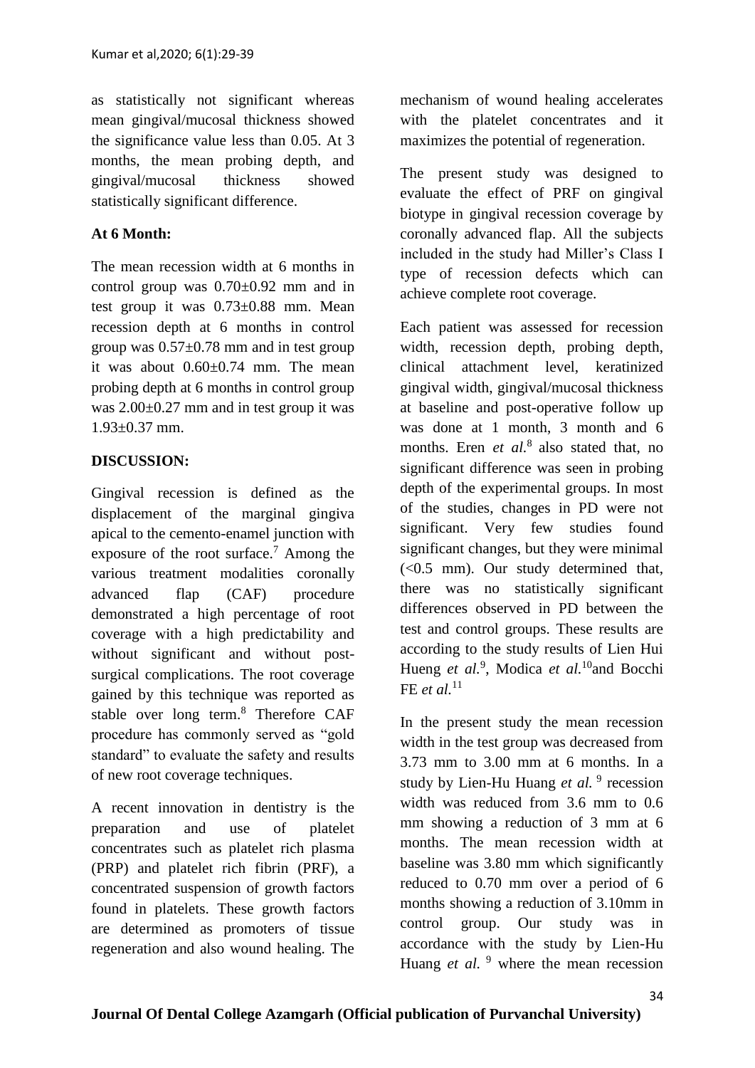as statistically not significant whereas mean gingival/mucosal thickness showed the significance value less than 0.05. At 3 months, the mean probing depth, and gingival/mucosal thickness showed statistically significant difference.

**At 6 Month:**

The mean recession width at 6 months in control group was 0.70±0.92 mm and in test group it was 0.73±0.88 mm. Mean recession depth at 6 months in control group was 0.57±0.78 mm and in test group it was about 0.60±0.74 mm. The mean probing depth at 6 months in control group was 2.00±0.27 mm and in test group it was 1.93±0.37 mm.

**DISCUSSION:**

Gingival recession is defined as the displacement of the marginal gingiva apical to the cemento-enamel junction with exposure of the root surface.[7] Among the various treatment modalities coronally advanced flap (CAF) procedure demonstrated a high percentage of root coverage with a high predictability and without significant and without post-surgical complications. The root coverage gained by this technique was reported as stable over long term.[8] Therefore CAF procedure has commonly served as "gold standard" to evaluate the safety and results of new root coverage techniques.

A recent innovation in dentistry is the preparation and use of platelet concentrates such as platelet rich plasma (PRP) and platelet rich fibrin (PRF), a concentrated suspension of growth factors found in platelets. These growth factors are determined as promoters of tissue regeneration and also wound healing. The mechanism of wound healing accelerates with the platelet concentrates and it maximizes the potential of regeneration.

The present study was designed to evaluate the effect of PRF on gingival biotype in gingival recession coverage by coronally advanced flap. All the subjects included in the study had Miller's Class I type of recession defects which can achieve complete root coverage.

Each patient was assessed for recession width, recession depth, probing depth, clinical attachment level, keratinized gingival width, gingival/mucosal thickness at baseline and post-operative follow up was done at 1 month, 3 month and 6 months. Eren *et al.*[8] also stated that, no significant difference was seen in probing depth of the experimental groups. In most of the studies, changes in PD were not significant. Very few studies found significant changes, but they were minimal (<0.5 mm). Our study determined that, there was no statistically significant differences observed in PD between the test and control groups. These results are according to the study results of Lien Hui Hueng *et al.*[9], Modica *et al.*[10] and Bocchi FE *et al.*[11]

In the present study the mean recession width in the test group was decreased from 3.73 mm to 3.00 mm at 6 months. In a study by Lien-Hu Huang *et al.* [9] recession width was reduced from 3.6 mm to 0.6 mm showing a reduction of 3 mm at 6 months. The mean recession width at baseline was 3.80 mm which significantly reduced to 0.70 mm over a period of 6 months showing a reduction of 3.10mm in control group. Our study was in accordance with the study by Lien-Hu Huang *et al.* [9] where the mean recession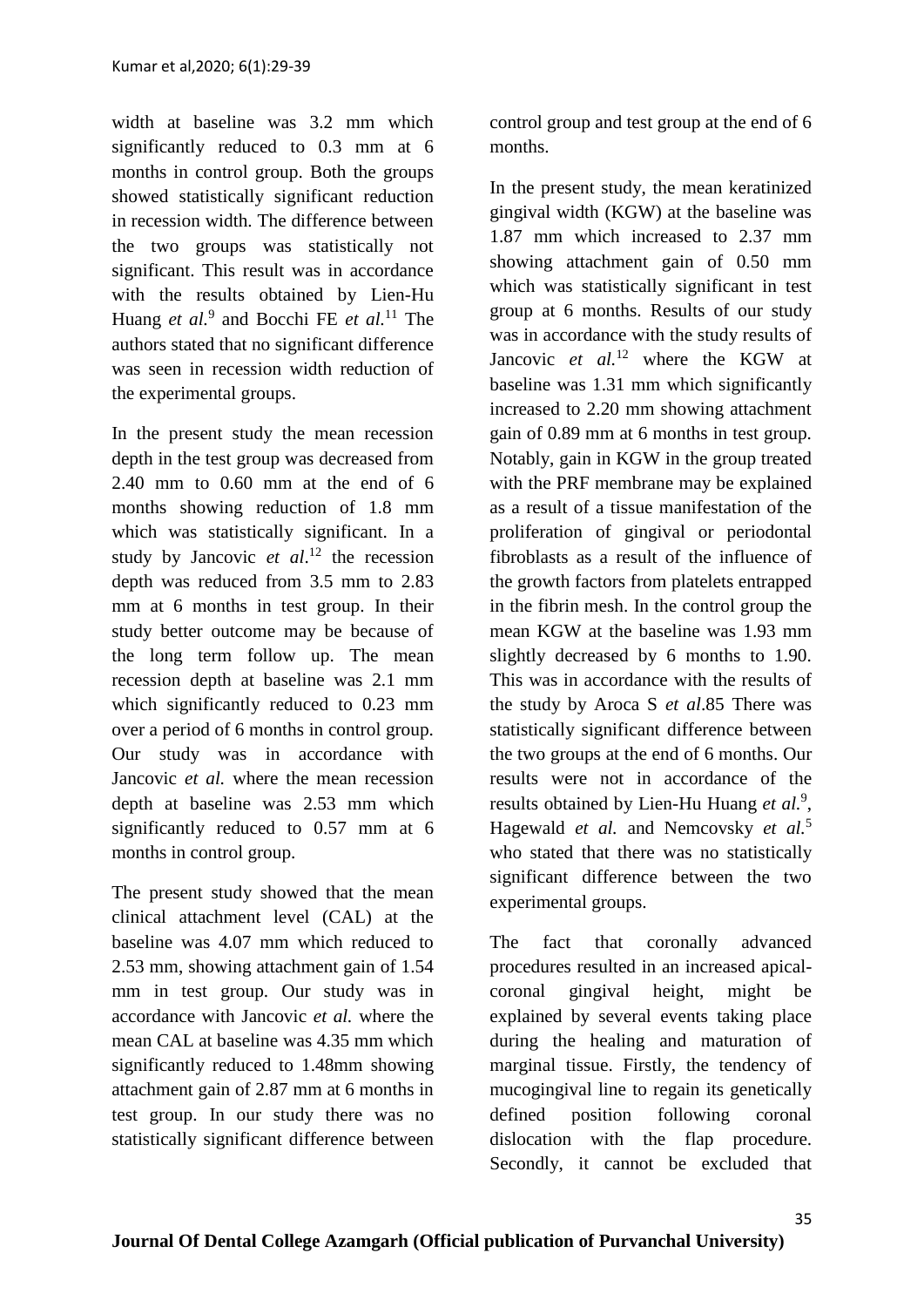width at baseline was 3.2 mm which significantly reduced to 0.3 mm at 6 months in control group. Both the groups showed statistically significant reduction in recession width. The difference between the two groups was statistically not significant. This result was in accordance with the results obtained by Lien-Hu Huang *et al.*[9] and Bocchi FE *et al.*[11] The authors stated that no significant difference was seen in recession width reduction of the experimental groups.

In the present study the mean recession depth in the test group was decreased from 2.40 mm to 0.60 mm at the end of 6 months showing reduction of 1.8 mm which was statistically significant. In a study by Jancovic *et al*.[12] the recession depth was reduced from 3.5 mm to 2.83 mm at 6 months in test group. In their study better outcome may be because of the long term follow up. The mean recession depth at baseline was 2.1 mm which significantly reduced to 0.23 mm over a period of 6 months in control group. Our study was in accordance with Jancovic *et al.* where the mean recession depth at baseline was 2.53 mm which significantly reduced to 0.57 mm at 6 months in control group.

The present study showed that the mean clinical attachment level (CAL) at the baseline was 4.07 mm which reduced to 2.53 mm, showing attachment gain of 1.54 mm in test group. Our study was in accordance with Jancovic *et al.* where the mean CAL at baseline was 4.35 mm which significantly reduced to 1.48mm showing attachment gain of 2.87 mm at 6 months in test group. In our study there was no statistically significant difference between control group and test group at the end of 6 months.

In the present study, the mean keratinized gingival width (KGW) at the baseline was 1.87 mm which increased to 2.37 mm showing attachment gain of 0.50 mm which was statistically significant in test group at 6 months. Results of our study was in accordance with the study results of Jancovic *et al.*[12] where the KGW at baseline was 1.31 mm which significantly increased to 2.20 mm showing attachment gain of 0.89 mm at 6 months in test group. Notably, gain in KGW in the group treated with the PRF membrane may be explained as a result of a tissue manifestation of the proliferation of gingival or periodontal fibroblasts as a result of the influence of the growth factors from platelets entrapped in the fibrin mesh. In the control group the mean KGW at the baseline was 1.93 mm slightly decreased by 6 months to 1.90. This was in accordance with the results of the study by Aroca S *et al*.85 There was statistically significant difference between the two groups at the end of 6 months. Our results were not in accordance of the results obtained by Lien-Hu Huang *et al.*[9], Hagewald *et al.* and Nemcovsky *et al.*[5] who stated that there was no statistically significant difference between the two experimental groups.

The fact that coronally advanced procedures resulted in an increased apical-coronal gingival height, might be explained by several events taking place during the healing and maturation of marginal tissue. Firstly, the tendency of mucogingival line to regain its genetically defined position following coronal dislocation with the flap procedure. Secondly, it cannot be excluded that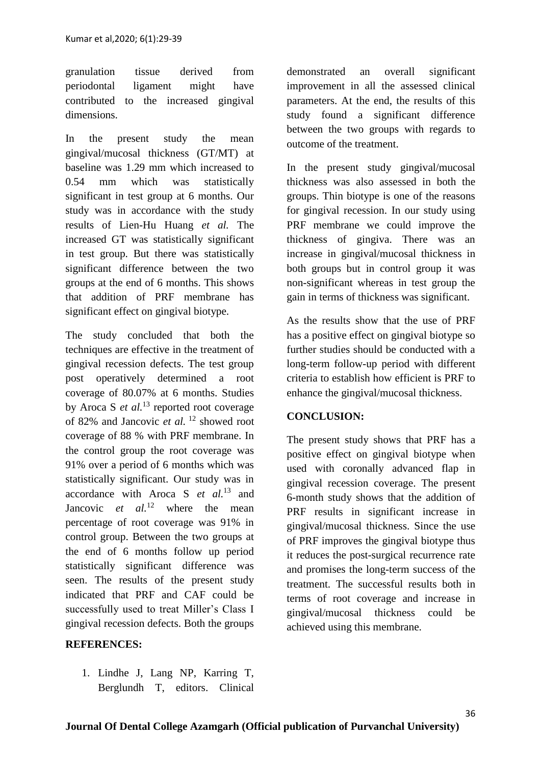granulation tissue derived from periodontal ligament might have contributed to the increased gingival dimensions.

In the present study the mean gingival/mucosal thickness (GT/MT) at baseline was 1.29 mm which increased to 0.54 mm which was statistically significant in test group at 6 months. Our study was in accordance with the study results of Lien-Hu Huang *et al.* The increased GT was statistically significant in test group. But there was statistically significant difference between the two groups at the end of 6 months. This shows that addition of PRF membrane has significant effect on gingival biotype.

The study concluded that both the techniques are effective in the treatment of gingival recession defects. The test group post operatively determined a root coverage of 80.07% at 6 months. Studies by Aroca S *et al.*[13] reported root coverage of 82% and Jancovic *et al.* [12] showed root coverage of 88 % with PRF membrane. In the control group the root coverage was 91% over a period of 6 months which was statistically significant. Our study was in accordance with Aroca S *et al.*[13] and Jancovic *et al.*[12] where the mean percentage of root coverage was 91% in control group. Between the two groups at the end of 6 months follow up period statistically significant difference was seen. The results of the present study indicated that PRF and CAF could be successfully used to treat Miller's Class I gingival recession defects. Both the groups demonstrated an overall significant improvement in all the assessed clinical parameters. At the end, the results of this study found a significant difference between the two groups with regards to outcome of the treatment.

In the present study gingival/mucosal thickness was also assessed in both the groups. Thin biotype is one of the reasons for gingival recession. In our study using PRF membrane we could improve the thickness of gingiva. There was an increase in gingival/mucosal thickness in both groups but in control group it was non-significant whereas in test group the gain in terms of thickness was significant.

As the results show that the use of PRF has a positive effect on gingival biotype so further studies should be conducted with a long-term follow-up period with different criteria to establish how efficient is PRF to enhance the gingival/mucosal thickness.

## CONCLUSION:

The present study shows that PRF has a positive effect on gingival biotype when used with coronally advanced flap in gingival recession coverage. The present 6-month study shows that the addition of PRF results in significant increase in gingival/mucosal thickness. Since the use of PRF improves the gingival biotype thus it reduces the post-surgical recurrence rate and promises the long-term success of the treatment. The successful results both in terms of root coverage and increase in gingival/mucosal thickness could be achieved using this membrane.

## REFERENCES:

1. Lindhe J, Lang NP, Karring T, Berglundh T, editors. Clinical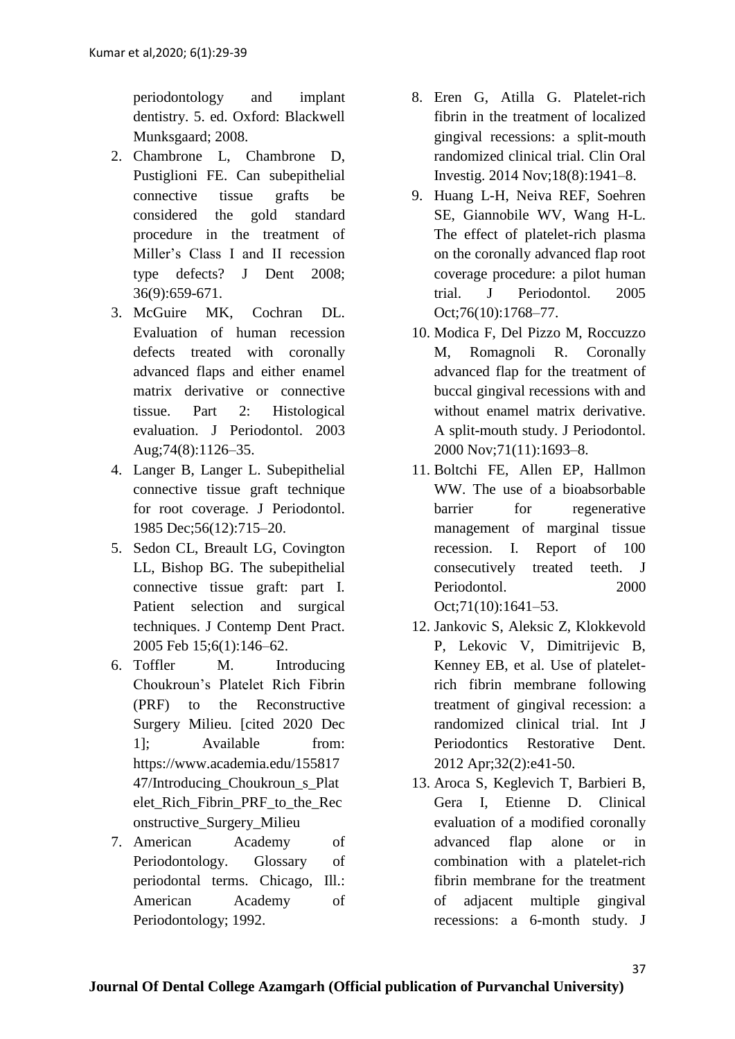periodontology and implant dentistry. 5. ed. Oxford: Blackwell Munksgaard; 2008.

2. Chambrone L, Chambrone D, Pustiglioni FE. Can subepithelial connective tissue grafts be considered the gold standard procedure in the treatment of Miller's Class I and II recession type defects? J Dent 2008; 36(9):659-671.
3. McGuire MK, Cochran DL. Evaluation of human recession defects treated with coronally advanced flaps and either enamel matrix derivative or connective tissue. Part 2: Histological evaluation. J Periodontol. 2003 Aug;74(8):1126–35.
4. Langer B, Langer L. Subepithelial connective tissue graft technique for root coverage. J Periodontol. 1985 Dec;56(12):715–20.
5. Sedon CL, Breault LG, Covington LL, Bishop BG. The subepithelial connective tissue graft: part I. Patient selection and surgical techniques. J Contemp Dent Pract. 2005 Feb 15;6(1):146–62.
6. Toffler M. Introducing Choukroun's Platelet Rich Fibrin (PRF) to the Reconstructive Surgery Milieu. [cited 2020 Dec 1]; Available from: https://www.academia.edu/15581747/Introducing_Choukroun_s_Platelet_Rich_Fibrin_PRF_to_the_Reconstructive_Surgery_Milieu
7. American Academy of Periodontology. Glossary of periodontal terms. Chicago, Ill.: American Academy of Periodontology; 1992.
8. Eren G, Atilla G. Platelet-rich fibrin in the treatment of localized gingival recessions: a split-mouth randomized clinical trial. Clin Oral Investig. 2014 Nov;18(8):1941–8.
9. Huang L-H, Neiva REF, Soehren SE, Giannobile WV, Wang H-L. The effect of platelet-rich plasma on the coronally advanced flap root coverage procedure: a pilot human trial. J Periodontol. 2005 Oct;76(10):1768–77.
10. Modica F, Del Pizzo M, Roccuzzo M, Romagnoli R. Coronally advanced flap for the treatment of buccal gingival recessions with and without enamel matrix derivative. A split-mouth study. J Periodontol. 2000 Nov;71(11):1693–8.
11. Boltchi FE, Allen EP, Hallmon WW. The use of a bioabsorbable barrier for regenerative management of marginal tissue recession. I. Report of 100 consecutively treated teeth. J Periodontol. 2000 Oct;71(10):1641–53.
12. Jankovic S, Aleksic Z, Klokkevold P, Lekovic V, Dimitrijevic B, Kenney EB, et al. Use of platelet-rich fibrin membrane following treatment of gingival recession: a randomized clinical trial. Int J Periodontics Restorative Dent. 2012 Apr;32(2):e41-50.
13. Aroca S, Keglevich T, Barbieri B, Gera I, Etienne D. Clinical evaluation of a modified coronally advanced flap alone or in combination with a platelet-rich fibrin membrane for the treatment of adjacent multiple gingival recessions: a 6-month study. J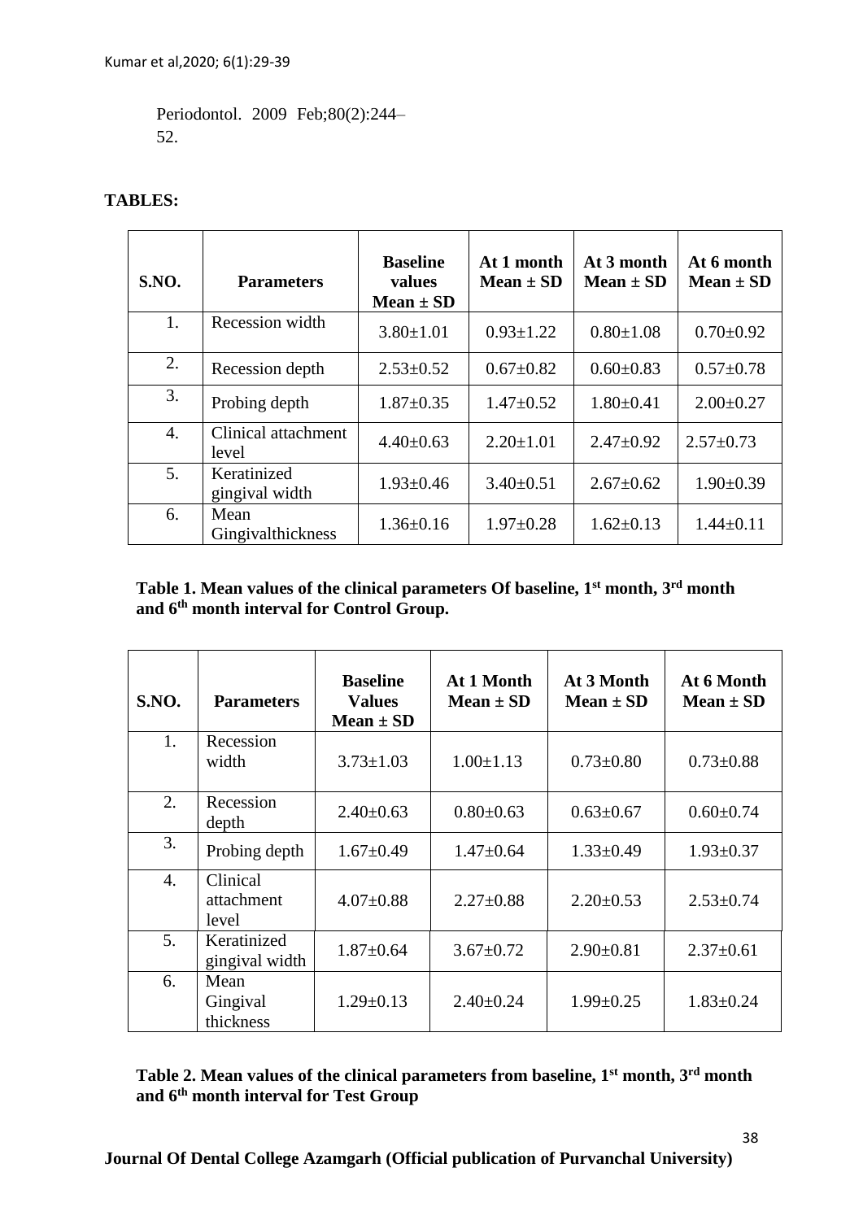Periodontol. 2009 Feb;80(2):244–52.

**TABLES:**

| S.NO. | Parameters | Baseline values Mean ± SD | At 1 month Mean ± SD | At 3 month Mean ± SD | At 6 month Mean ± SD |
|---|---|---|---|---|---|
| 1. | Recession width | 3.80±1.01 | 0.93±1.22 | 0.80±1.08 | 0.70±0.92 |
| 2. | Recession depth | 2.53±0.52 | 0.67±0.82 | 0.60±0.83 | 0.57±0.78 |
| 3. | Probing depth | 1.87±0.35 | 1.47±0.52 | 1.80±0.41 | 2.00±0.27 |
| 4. | Clinical attachment level | 4.40±0.63 | 2.20±1.01 | 2.47±0.92 | 2.57±0.73 |
| 5. | Keratinized gingival width | 1.93±0.46 | 3.40±0.51 | 2.67±0.62 | 1.90±0.39 |
| 6. | Mean Gingivalthickness | 1.36±0.16 | 1.97±0.28 | 1.62±0.13 | 1.44±0.11 |

**Table 1. Mean values of the clinical parameters Of baseline, 1st month, 3rd month and 6th month interval for Control Group.**

| S.NO. | Parameters | Baseline Values Mean ± SD | At 1 Month Mean ± SD | At 3 Month Mean ± SD | At 6 Month Mean ± SD |
|---|---|---|---|---|---|
| 1. | Recession width | 3.73±1.03 | 1.00±1.13 | 0.73±0.80 | 0.73±0.88 |
| 2. | Recession depth | 2.40±0.63 | 0.80±0.63 | 0.63±0.67 | 0.60±0.74 |
| 3. | Probing depth | 1.67±0.49 | 1.47±0.64 | 1.33±0.49 | 1.93±0.37 |
| 4. | Clinical attachment level | 4.07±0.88 | 2.27±0.88 | 2.20±0.53 | 2.53±0.74 |
| 5. | Keratinized gingival width | 1.87±0.64 | 3.67±0.72 | 2.90±0.81 | 2.37±0.61 |
| 6. | Mean Gingival thickness | 1.29±0.13 | 2.40±0.24 | 1.99±0.25 | 1.83±0.24 |

**Table 2. Mean values of the clinical parameters from baseline, 1st month, 3rd month and 6th month interval for Test Group**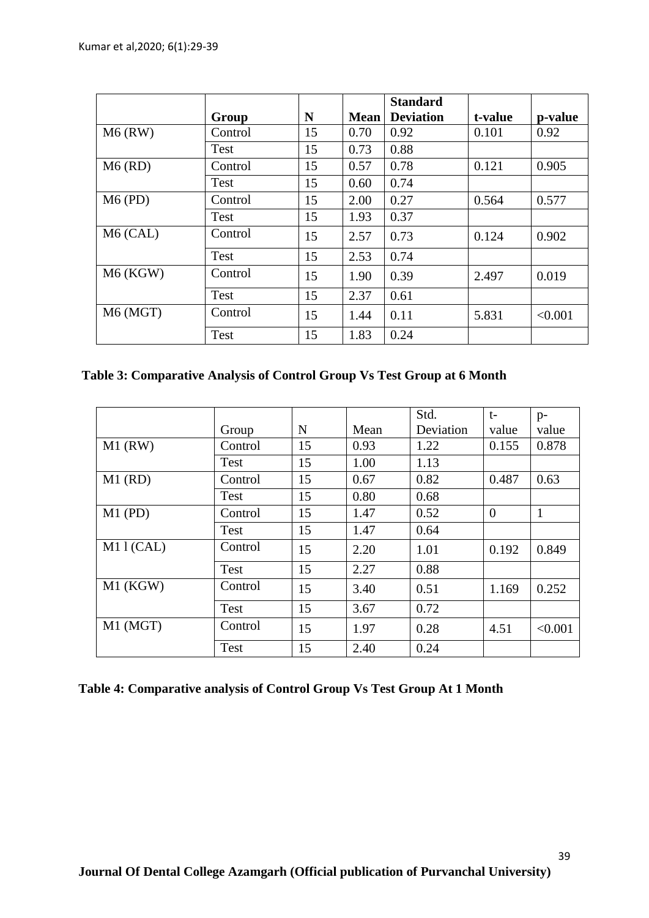| | Group | N | Mean | Standard Deviation | t-value | p-value |
|---|---|---|---|---|---|---|
| M6 (RW) | Control | 15 | 0.70 | 0.92 | 0.101 | 0.92 |
| | Test | 15 | 0.73 | 0.88 | | |
| M6 (RD) | Control | 15 | 0.57 | 0.78 | 0.121 | 0.905 |
| | Test | 15 | 0.60 | 0.74 | | |
| M6 (PD) | Control | 15 | 2.00 | 0.27 | 0.564 | 0.577 |
| | Test | 15 | 1.93 | 0.37 | | |
| M6 (CAL) | Control | 15 | 2.57 | 0.73 | 0.124 | 0.902 |
| | Test | 15 | 2.53 | 0.74 | | |
| M6 (KGW) | Control | 15 | 1.90 | 0.39 | 2.497 | 0.019 |
| | Test | 15 | 2.37 | 0.61 | | |
| M6 (MGT) | Control | 15 | 1.44 | 0.11 | 5.831 | <0.001 |
| | Test | 15 | 1.83 | 0.24 | | |

**Table 3: Comparative Analysis of Control Group Vs Test Group at 6 Month**

| | Group | N | Mean | Std. Deviation | t-value | p-value |
|---|---|---|---|---|---|---|
| M1 (RW) | Control | 15 | 0.93 | 1.22 | 0.155 | 0.878 |
| | Test | 15 | 1.00 | 1.13 | | |
| M1 (RD) | Control | 15 | 0.67 | 0.82 | 0.487 | 0.63 |
| | Test | 15 | 0.80 | 0.68 | | |
| M1 (PD) | Control | 15 | 1.47 | 0.52 | 0 | 1 |
| | Test | 15 | 1.47 | 0.64 | | |
| M1 l (CAL) | Control | 15 | 2.20 | 1.01 | 0.192 | 0.849 |
| | Test | 15 | 2.27 | 0.88 | | |
| M1 (KGW) | Control | 15 | 3.40 | 0.51 | 1.169 | 0.252 |
| | Test | 15 | 3.67 | 0.72 | | |
| M1 (MGT) | Control | 15 | 1.97 | 0.28 | 4.51 | <0.001 |
| | Test | 15 | 2.40 | 0.24 | | |

**Table 4: Comparative analysis of Control Group Vs Test Group At 1 Month**